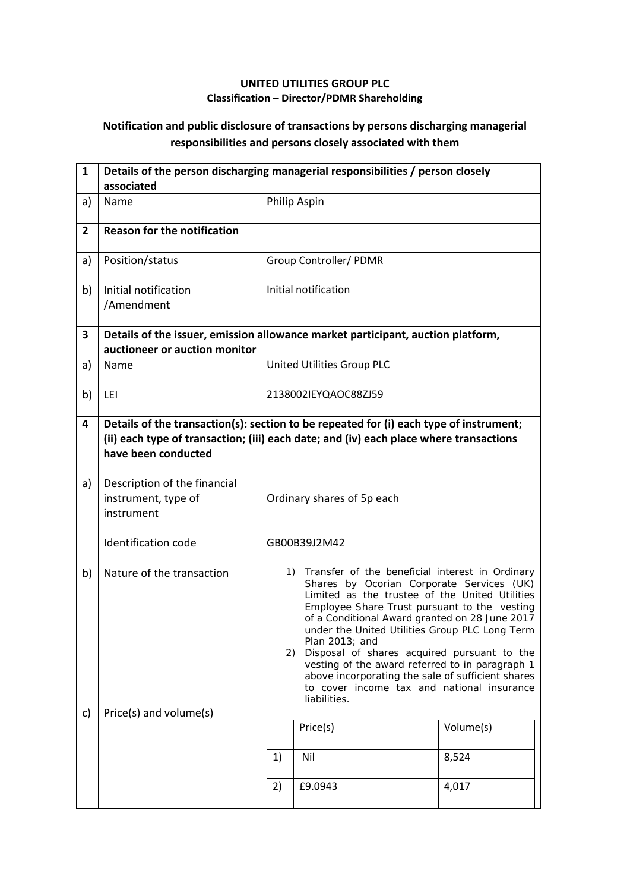**UNITED UTILITIES GROUP PLC**
**Classification – Director/PDMR Shareholding**

**Notification and public disclosure of transactions by persons discharging managerial responsibilities and persons closely associated with them**

| 1 | **Details of the person discharging managerial responsibilities / person closely associated** | |
|---|---|---|
| a) | Name | Philip Aspin |
| **2** | **Reason for the notification** | |
| a) | Position/status | Group Controller/ PDMR |
| b) | Initial notification /Amendment | Initial notification |
| **3** | **Details of the issuer, emission allowance market participant, auction platform, auctioneer or auction monitor** | |
| a) | Name | United Utilities Group PLC |
| b) | LEI | 2138002IEYQAOC88ZJ59 |
| **4** | **Details of the transaction(s): section to be repeated for (i) each type of instrument; (ii) each type of transaction; (iii) each date; and (iv) each place where transactions have been conducted** | |
| a) | Description of the financial instrument, type of instrument<br><br>Identification code | Ordinary shares of 5p each<br><br>GB00B39J2M42 |
| b) | Nature of the transaction | 1) Transfer of the beneficial interest in Ordinary Shares by Ocorian Corporate Services (UK) Limited as the trustee of the United Utilities Employee Share Trust pursuant to the vesting of a Conditional Award granted on 28 June 2017 under the United Utilities Group PLC Long Term Plan 2013; and<br>2) Disposal of shares acquired pursuant to the vesting of the award referred to in paragraph 1 above incorporating the sale of sufficient shares to cover income tax and national insurance liabilities. |
| c) | Price(s) and volume(s) | |

| | Price(s) | Volume(s) |
|---|---|---|
| 1) | Nil | 8,524 |
| 2) | £9.0943 | 4,017 |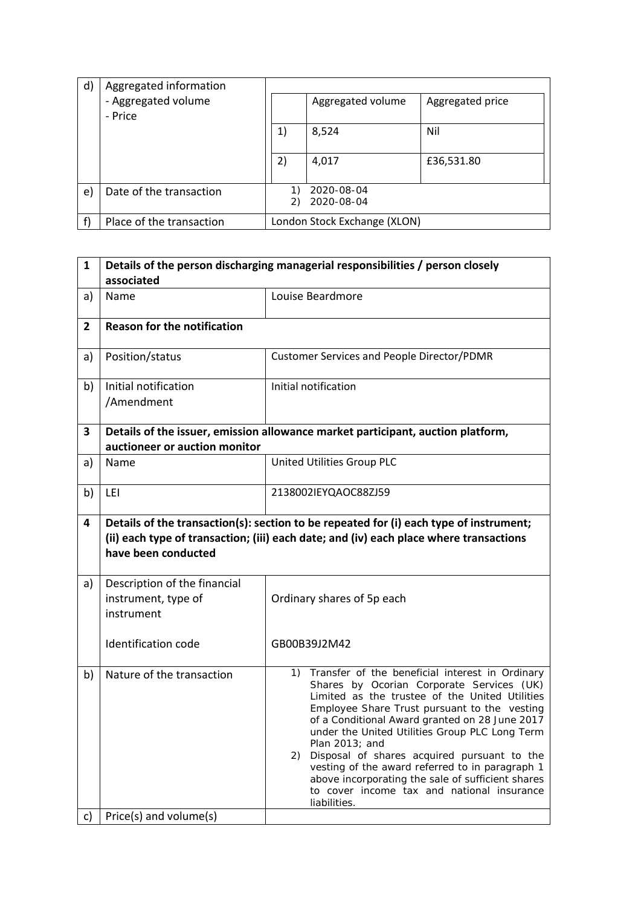| | | |
|---|---|---|
| d) | Aggregated information<br>- Aggregated volume<br>- Price | | Aggregated volume | Aggregated price |<br>1) 8,524 — Nil<br>2) 4,017 — £36,531.80 |
| e) | Date of the transaction | 1) 2020-08-04<br>2) 2020-08-04 |
| f) | Place of the transaction | London Stock Exchange (XLON) |

| | Aggregated volume | Aggregated price |
|---|---|---|
| 1) | 8,524 | Nil |
| 2) | 4,017 | £36,531.80 |

| | | |
|---|---|---|
| **1** | **Details of the person discharging managerial responsibilities / person closely associated** | |
| a) | Name | Louise Beardmore |
| **2** | **Reason for the notification** | |
| a) | Position/status | Customer Services and People Director/PDMR |
| b) | Initial notification /Amendment | Initial notification |
| **3** | **Details of the issuer, emission allowance market participant, auction platform, auctioneer or auction monitor** | |
| a) | Name | United Utilities Group PLC |
| b) | LEI | 2138002IEYQAOC88ZJ59 |
| **4** | **Details of the transaction(s): section to be repeated for (i) each type of instrument; (ii) each type of transaction; (iii) each date; and (iv) each place where transactions have been conducted** | |
| a) | Description of the financial instrument, type of instrument<br><br>Identification code | Ordinary shares of 5p each<br><br>GB00B39J2M42 |
| b) | Nature of the transaction | 1) Transfer of the beneficial interest in Ordinary Shares by Ocorian Corporate Services (UK) Limited as the trustee of the United Utilities Employee Share Trust pursuant to the vesting of a Conditional Award granted on 28 June 2017 under the United Utilities Group PLC Long Term Plan 2013; and<br>2) Disposal of shares acquired pursuant to the vesting of the award referred to in paragraph 1 above incorporating the sale of sufficient shares to cover income tax and national insurance liabilities. |
| c) | Price(s) and volume(s) | |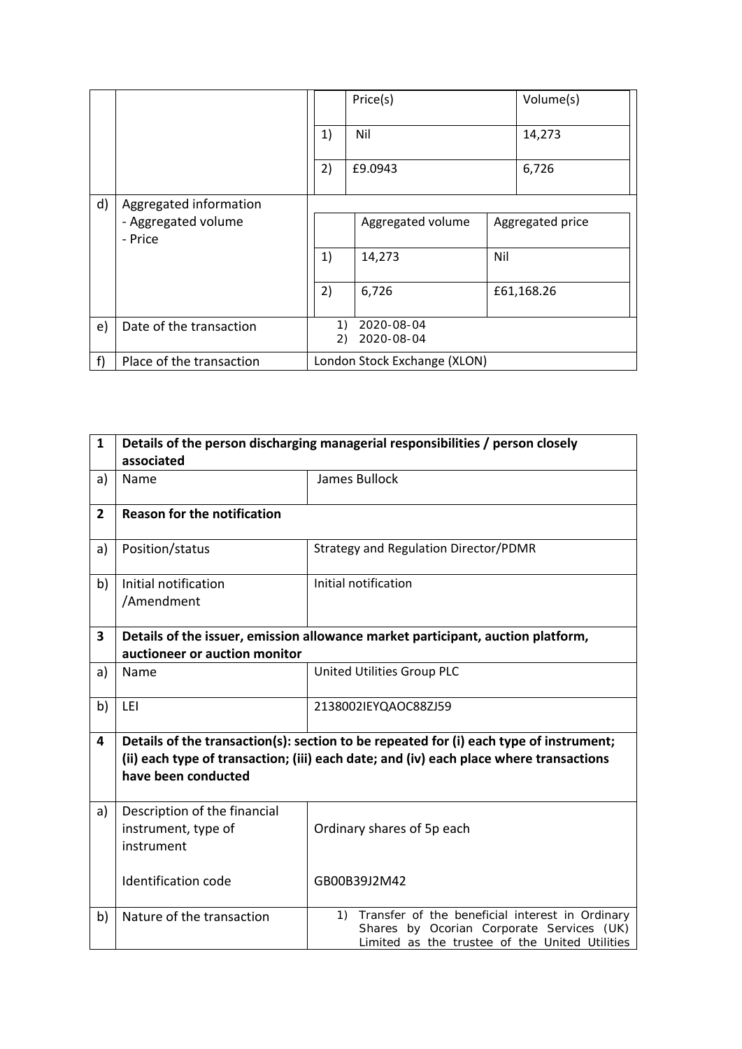| | | | | |
|---|---|---|---|---|
| | | | Price(s) | Volume(s) |
| | | 1) | Nil | 14,273 |
| | | 2) | £9.0943 | 6,726 |
| d) | Aggregated information<br>- Aggregated volume<br>- Price | | Aggregated volume | Aggregated price |
| | | 1) | 14,273 | Nil |
| | | 2) | 6,726 | £61,168.26 |
| e) | Date of the transaction | 1) 2020-08-04<br>2) 2020-08-04 | | |
| f) | Place of the transaction | London Stock Exchange (XLON) | | |

| | | |
|---|---|---|
| **1** | **Details of the person discharging managerial responsibilities / person closely associated** | |
| a) | Name | James Bullock |
| **2** | **Reason for the notification** | |
| a) | Position/status | Strategy and Regulation Director/PDMR |
| b) | Initial notification /Amendment | Initial notification |
| **3** | **Details of the issuer, emission allowance market participant, auction platform, auctioneer or auction monitor** | |
| a) | Name | United Utilities Group PLC |
| b) | LEI | 2138002IEYQAOC88ZJ59 |
| **4** | **Details of the transaction(s): section to be repeated for (i) each type of instrument; (ii) each type of transaction; (iii) each date; and (iv) each place where transactions have been conducted** | |
| a) | Description of the financial instrument, type of instrument<br><br>Identification code | Ordinary shares of 5p each<br><br>GB00B39J2M42 |
| b) | Nature of the transaction | 1) Transfer of the beneficial interest in Ordinary Shares by Ocorian Corporate Services (UK) Limited as the trustee of the United Utilities |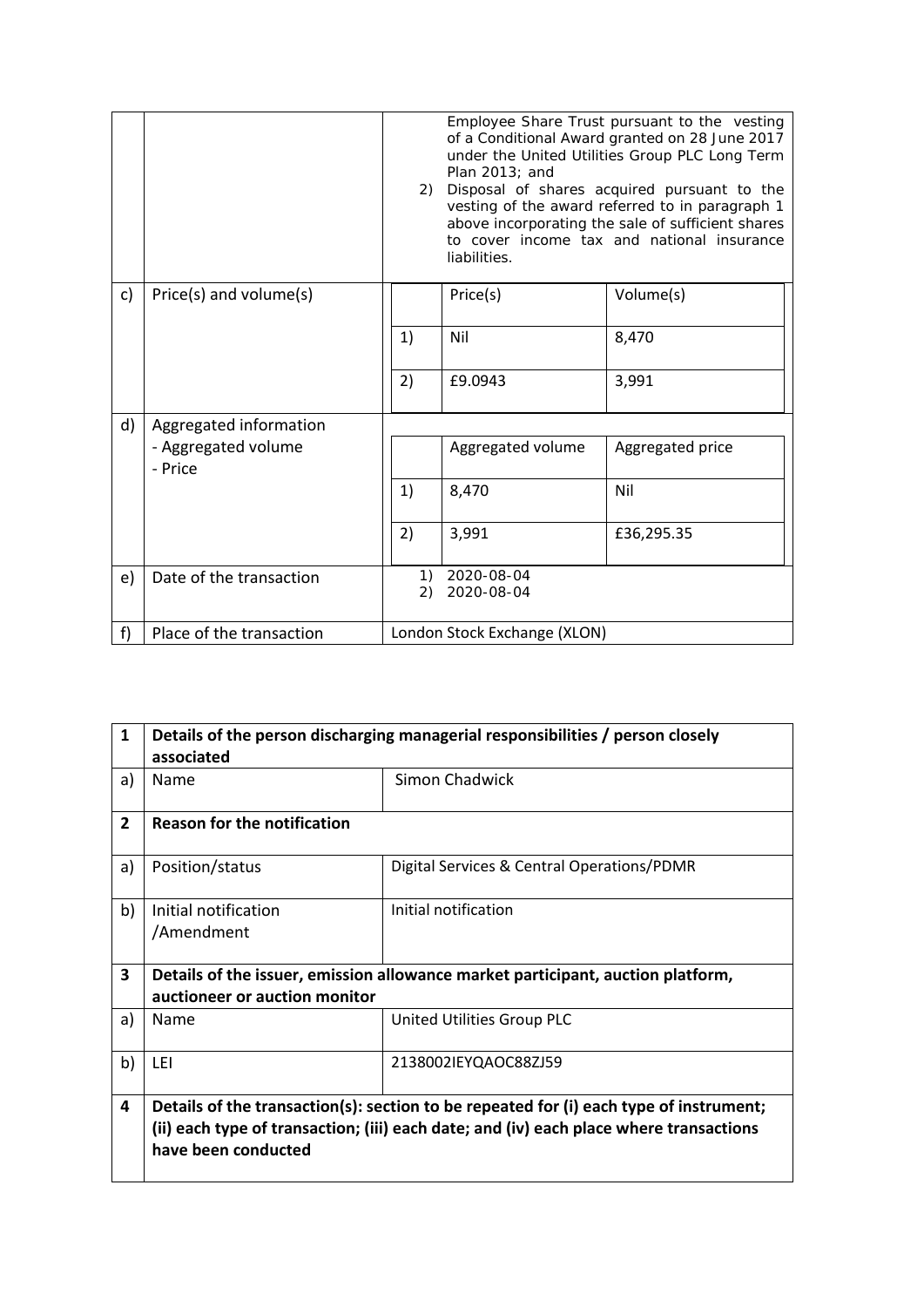| | | |
|---|---|---|
| | | Employee Share Trust pursuant to the vesting of a Conditional Award granted on 28 June 2017 under the United Utilities Group PLC Long Term Plan 2013; and<br>2) Disposal of shares acquired pursuant to the vesting of the award referred to in paragraph 1 above incorporating the sale of sufficient shares to cover income tax and national insurance liabilities. |
| c) | Price(s) and volume(s) | |

| | Price(s) | Volume(s) |
|---|---|---|
| 1) | Nil | 8,470 |
| 2) | £9.0943 | 3,991 |

| | | |
|---|---|---|
| d) | Aggregated information<br>- Aggregated volume<br>- Price | |

| | Aggregated volume | Aggregated price |
|---|---|---|
| 1) | 8,470 | Nil |
| 2) | 3,991 | £36,295.35 |

| | | |
|---|---|---|
| e) | Date of the transaction | 1) 2020-08-04<br>2) 2020-08-04 |
| f) | Place of the transaction | London Stock Exchange (XLON) |

| | | |
|---|---|---|
| **1** | **Details of the person discharging managerial responsibilities / person closely associated** | |
| a) | Name | Simon Chadwick |
| **2** | **Reason for the notification** | |
| a) | Position/status | Digital Services & Central Operations/PDMR |
| b) | Initial notification /Amendment | Initial notification |
| **3** | **Details of the issuer, emission allowance market participant, auction platform, auctioneer or auction monitor** | |
| a) | Name | United Utilities Group PLC |
| b) | LEI | 2138002IEYQAOC88ZJ59 |
| **4** | **Details of the transaction(s): section to be repeated for (i) each type of instrument; (ii) each type of transaction; (iii) each date; and (iv) each place where transactions have been conducted** | |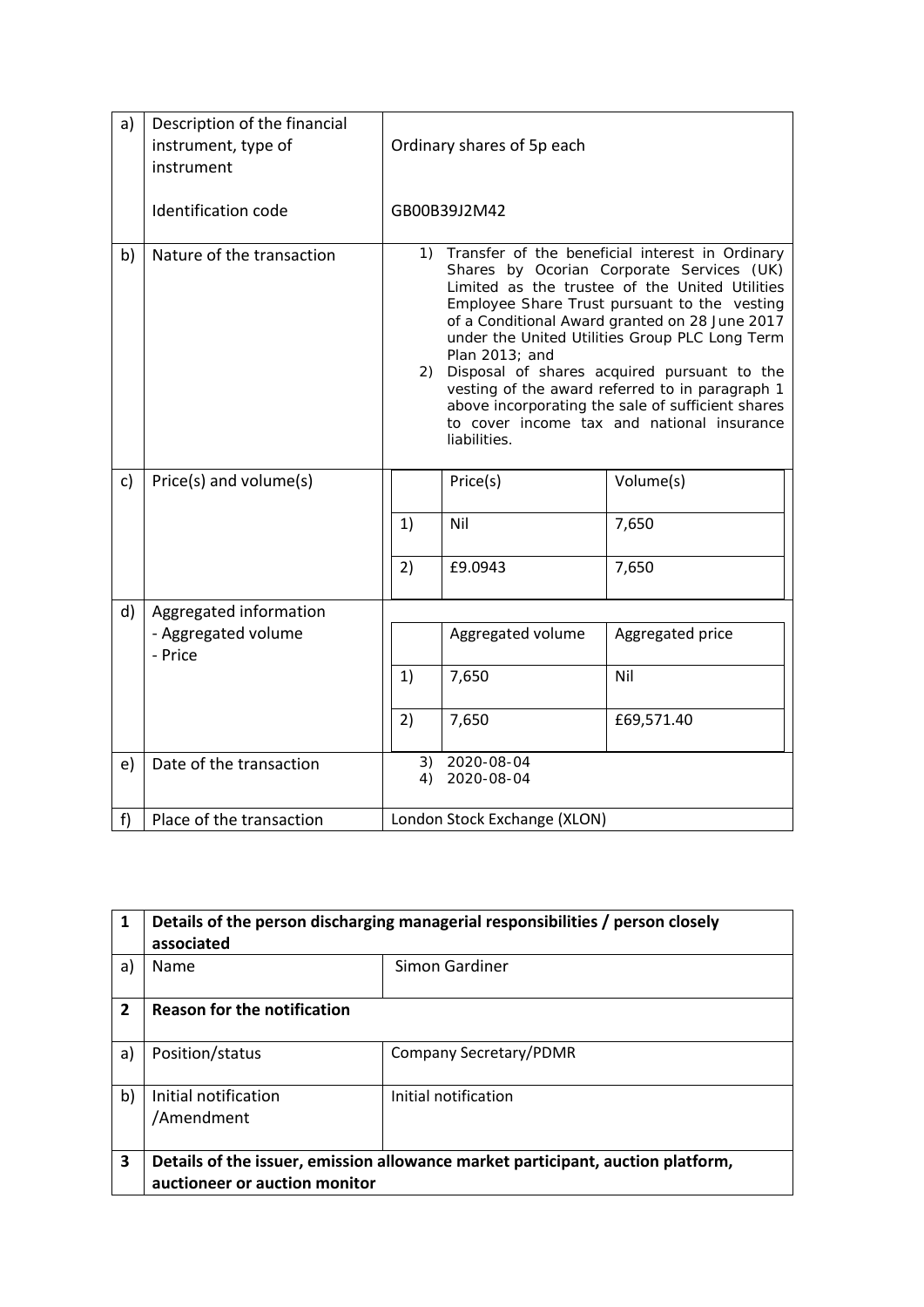| | | |
|---|---|---|
| a) | Description of the financial instrument, type of instrument<br><br>Identification code | Ordinary shares of 5p each<br><br>GB00B39J2M42 |
| b) | Nature of the transaction | 1) Transfer of the beneficial interest in Ordinary Shares by Ocorian Corporate Services (UK) Limited as the trustee of the United Utilities Employee Share Trust pursuant to the vesting of a Conditional Award granted on 28 June 2017 under the United Utilities Group PLC Long Term Plan 2013; and<br>2) Disposal of shares acquired pursuant to the vesting of the award referred to in paragraph 1 above incorporating the sale of sufficient shares to cover income tax and national insurance liabilities. |
| c) | Price(s) and volume(s) | |
| d) | Aggregated information<br>- Aggregated volume<br>- Price | |
| e) | Date of the transaction | 3) 2020-08-04<br>4) 2020-08-04 |
| f) | Place of the transaction | London Stock Exchange (XLON) |

c) Price(s) and volume(s)

| | Price(s) | Volume(s) |
|---|---|---|
| 1) | Nil | 7,650 |
| 2) | £9.0943 | 7,650 |

d) Aggregated information

| | Aggregated volume | Aggregated price |
|---|---|---|
| 1) | 7,650 | Nil |
| 2) | 7,650 | £69,571.40 |

| | | |
|---|---|---|
| **1** | **Details of the person discharging managerial responsibilities / person closely associated** | |
| a) | Name | Simon Gardiner |
| **2** | **Reason for the notification** | |
| a) | Position/status | Company Secretary/PDMR |
| b) | Initial notification /Amendment | Initial notification |
| **3** | **Details of the issuer, emission allowance market participant, auction platform, auctioneer or auction monitor** | |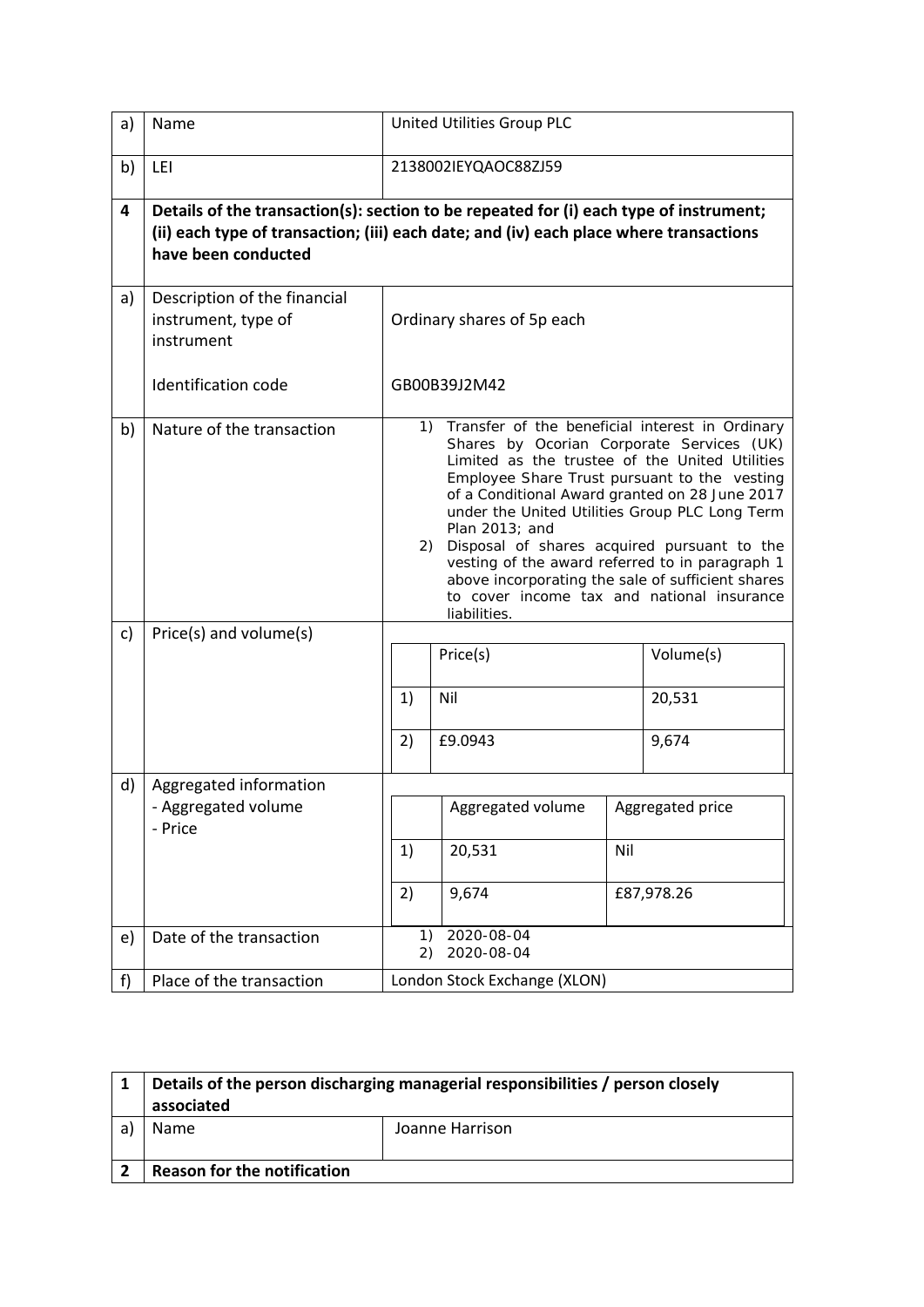| | | |
|---|---|---|
| a) | Name | United Utilities Group PLC |
| b) | LEI | 2138002IEYQAOC88ZJ59 |
| **4** | **Details of the transaction(s): section to be repeated for (i) each type of instrument; (ii) each type of transaction; (iii) each date; and (iv) each place where transactions have been conducted** | |
| a) | Description of the financial instrument, type of instrument<br><br>Identification code | Ordinary shares of 5p each<br><br>GB00B39J2M42 |
| b) | Nature of the transaction | 1) Transfer of the beneficial interest in Ordinary Shares by Ocorian Corporate Services (UK) Limited as the trustee of the United Utilities Employee Share Trust pursuant to the vesting of a Conditional Award granted on 28 June 2017 under the United Utilities Group PLC Long Term Plan 2013; and<br>2) Disposal of shares acquired pursuant to the vesting of the award referred to in paragraph 1 above incorporating the sale of sufficient shares to cover income tax and national insurance liabilities. |
| c) | Price(s) and volume(s) | Price(s) / Volume(s):<br>1) Nil / 20,531<br>2) £9.0943 / 9,674 |
| d) | Aggregated information<br>- Aggregated volume<br>- Price | Aggregated volume / Aggregated price:<br>1) 20,531 / Nil<br>2) 9,674 / £87,978.26 |
| e) | Date of the transaction | 1) 2020-08-04<br>2) 2020-08-04 |
| f) | Place of the transaction | London Stock Exchange (XLON) |

| | | |
|---|---|---|
| **1** | **Details of the person discharging managerial responsibilities / person closely associated** | |
| a) | Name | Joanne Harrison |
| **2** | **Reason for the notification** | |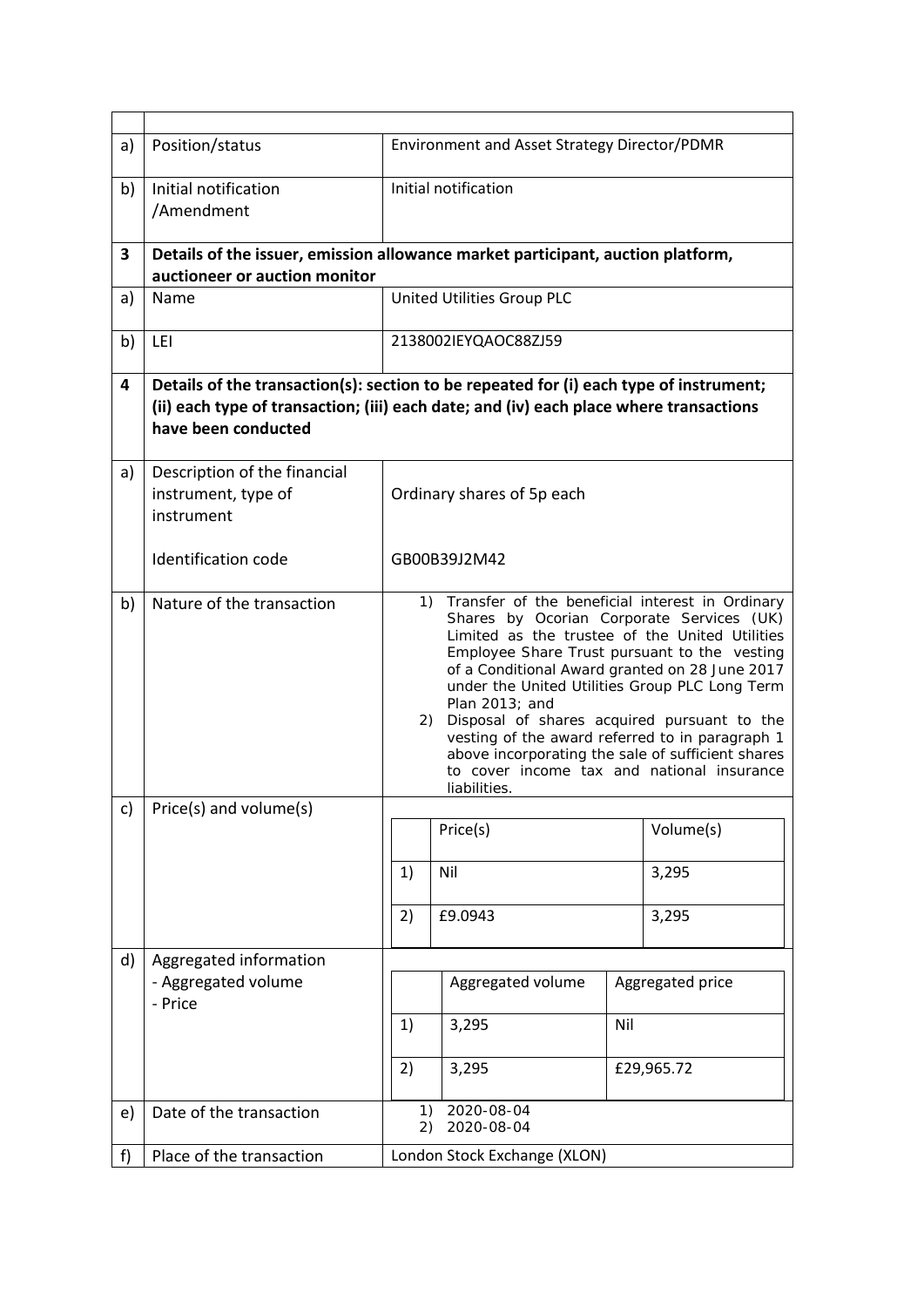| | | |
|---|---|---|
| a) | Position/status | Environment and Asset Strategy Director/PDMR |
| b) | Initial notification /Amendment | Initial notification |
| **3** | **Details of the issuer, emission allowance market participant, auction platform, auctioneer or auction monitor** | |
| a) | Name | United Utilities Group PLC |
| b) | LEI | 2138002IEYQAOC88ZJ59 |
| **4** | **Details of the transaction(s): section to be repeated for (i) each type of instrument; (ii) each type of transaction; (iii) each date; and (iv) each place where transactions have been conducted** | |
| a) | Description of the financial instrument, type of instrument<br><br>Identification code | Ordinary shares of 5p each<br><br>GB00B39J2M42 |
| b) | Nature of the transaction | 1) Transfer of the beneficial interest in Ordinary Shares by Ocorian Corporate Services (UK) Limited as the trustee of the United Utilities Employee Share Trust pursuant to the vesting of a Conditional Award granted on 28 June 2017 under the United Utilities Group PLC Long Term Plan 2013; and<br>2) Disposal of shares acquired pursuant to the vesting of the award referred to in paragraph 1 above incorporating the sale of sufficient shares to cover income tax and national insurance liabilities. |
| c) | Price(s) and volume(s) | Price(s) / Volume(s):<br>1) Nil / 3,295<br>2) £9.0943 / 3,295 |
| d) | Aggregated information<br>- Aggregated volume<br>- Price | Aggregated volume / Aggregated price:<br>1) 3,295 / Nil<br>2) 3,295 / £29,965.72 |
| e) | Date of the transaction | 1) 2020-08-04<br>2) 2020-08-04 |
| f) | Place of the transaction | London Stock Exchange (XLON) |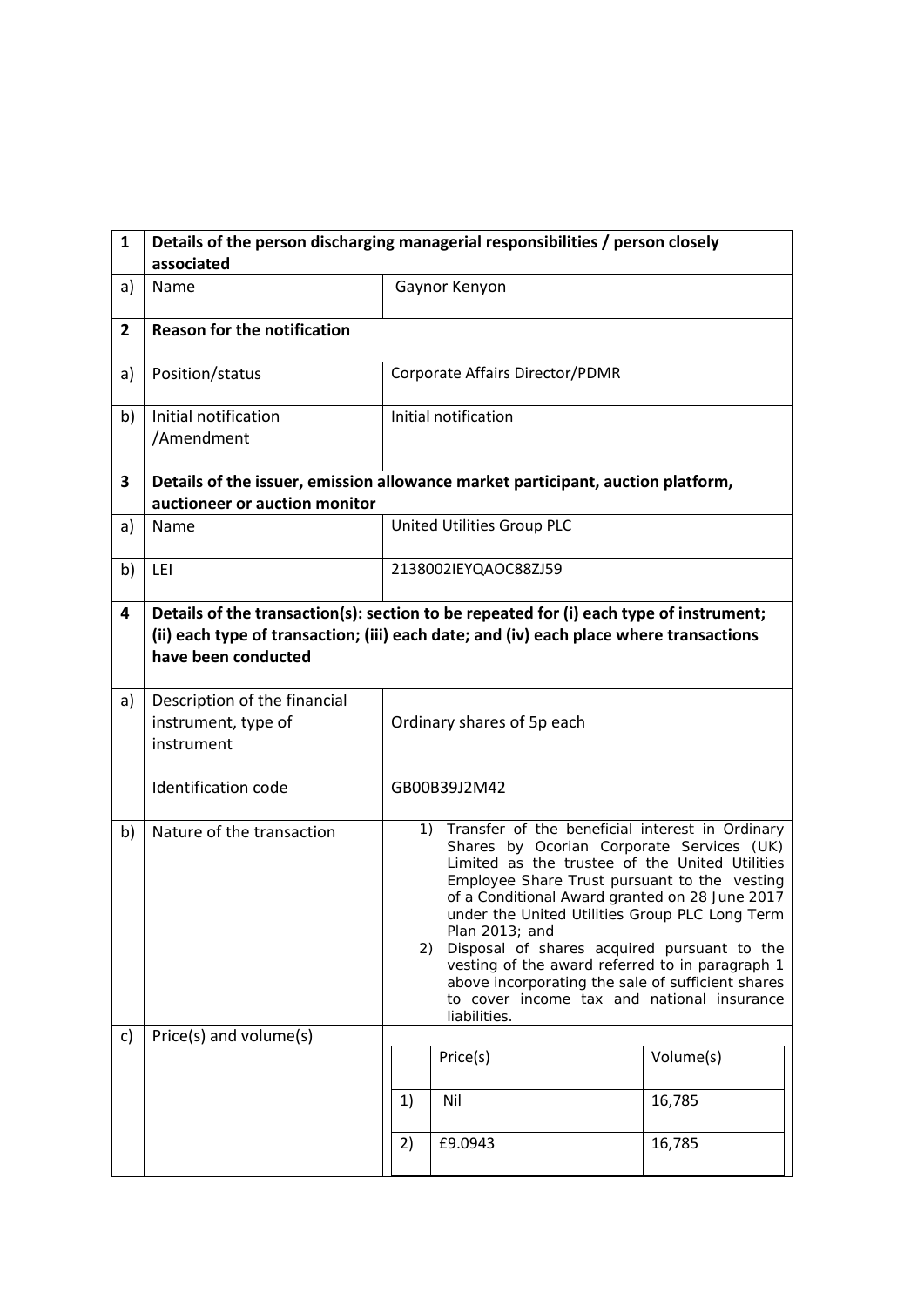| 1 | Details of the person discharging managerial responsibilities / person closely associated | |
|---|---|---|
| a) | Name | Gaynor Kenyon |
| **2** | **Reason for the notification** | |
| a) | Position/status | Corporate Affairs Director/PDMR |
| b) | Initial notification /Amendment | Initial notification |
| **3** | **Details of the issuer, emission allowance market participant, auction platform, auctioneer or auction monitor** | |
| a) | Name | United Utilities Group PLC |
| b) | LEI | 2138002IEYQAOC88ZJ59 |
| **4** | **Details of the transaction(s): section to be repeated for (i) each type of instrument; (ii) each type of transaction; (iii) each date; and (iv) each place where transactions have been conducted** | |
| a) | Description of the financial instrument, type of instrument<br><br>Identification code | Ordinary shares of 5p each<br><br>GB00B39J2M42 |
| b) | Nature of the transaction | 1) Transfer of the beneficial interest in Ordinary Shares by Ocorian Corporate Services (UK) Limited as the trustee of the United Utilities Employee Share Trust pursuant to the vesting of a Conditional Award granted on 28 June 2017 under the United Utilities Group PLC Long Term Plan 2013; and<br>2) Disposal of shares acquired pursuant to the vesting of the award referred to in paragraph 1 above incorporating the sale of sufficient shares to cover income tax and national insurance liabilities. |
| c) | Price(s) and volume(s) | |

| | Price(s) | Volume(s) |
|---|---|---|
| 1) | Nil | 16,785 |
| 2) | £9.0943 | 16,785 |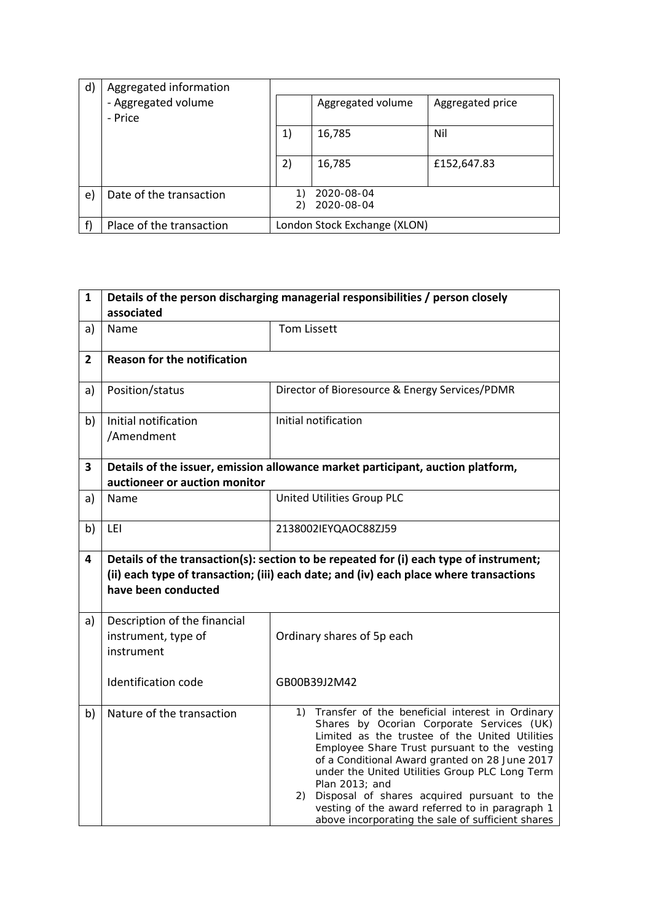| d) | Aggregated information<br>- Aggregated volume<br>- Price | | | |
|---|---|---|---|---|
| | | | Aggregated volume | Aggregated price |
| | | 1) | 16,785 | Nil |
| | | 2) | 16,785 | £152,647.83 |
| e) | Date of the transaction | 1) 2020-08-04<br>2) 2020-08-04 | | |
| f) | Place of the transaction | London Stock Exchange (XLON) | | |

| 1 | Details of the person discharging managerial responsibilities / person closely associated | |
|---|---|---|
| a) | Name | Tom Lissett |
| **2** | **Reason for the notification** | |
| a) | Position/status | Director of Bioresource & Energy Services/PDMR |
| b) | Initial notification /Amendment | Initial notification |
| **3** | **Details of the issuer, emission allowance market participant, auction platform, auctioneer or auction monitor** | |
| a) | Name | United Utilities Group PLC |
| b) | LEI | 2138002IEYQAOC88ZJ59 |
| **4** | **Details of the transaction(s): section to be repeated for (i) each type of instrument; (ii) each type of transaction; (iii) each date; and (iv) each place where transactions have been conducted** | |
| a) | Description of the financial instrument, type of instrument<br><br>Identification code | Ordinary shares of 5p each<br><br>GB00B39J2M42 |
| b) | Nature of the transaction | 1) Transfer of the beneficial interest in Ordinary Shares by Ocorian Corporate Services (UK) Limited as the trustee of the United Utilities Employee Share Trust pursuant to the vesting of a Conditional Award granted on 28 June 2017 under the United Utilities Group PLC Long Term Plan 2013; and<br>2) Disposal of shares acquired pursuant to the vesting of the award referred to in paragraph 1 above incorporating the sale of sufficient shares |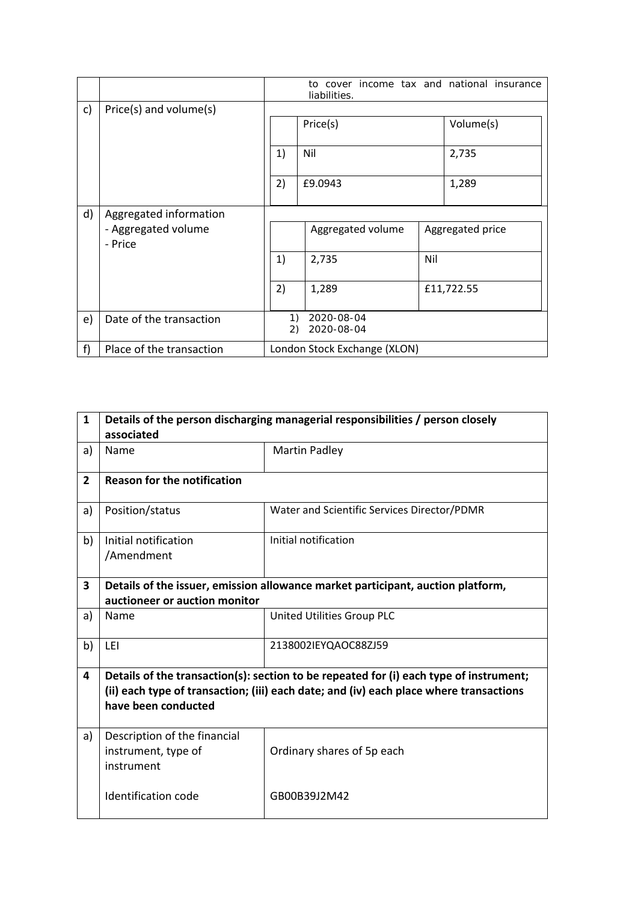|  |  |  |
|---|---|---|
|  |  | to cover income tax and national insurance liabilities. |
| c) | Price(s) and volume(s) | <table><tr><th></th><th>Price(s)</th><th>Volume(s)</th></tr><tr><td>1)</td><td>Nil</td><td>2,735</td></tr><tr><td>2)</td><td>£9.0943</td><td>1,289</td></tr></table> |
| d) | Aggregated information<br>- Aggregated volume<br>- Price | <table><tr><th></th><th>Aggregated volume</th><th>Aggregated price</th></tr><tr><td>1)</td><td>2,735</td><td>Nil</td></tr><tr><td>2)</td><td>1,289</td><td>£11,722.55</td></tr></table> |
| e) | Date of the transaction | 1) 2020-08-04<br>2) 2020-08-04 |
| f) | Place of the transaction | London Stock Exchange (XLON) |

| | | |
|---|---|---|
| **1** | **Details of the person discharging managerial responsibilities / person closely associated** | |
| a) | Name | Martin Padley |
| **2** | **Reason for the notification** | |
| a) | Position/status | Water and Scientific Services Director/PDMR |
| b) | Initial notification /Amendment | Initial notification |
| **3** | **Details of the issuer, emission allowance market participant, auction platform, auctioneer or auction monitor** | |
| a) | Name | United Utilities Group PLC |
| b) | LEI | 2138002IEYQAOC88ZJ59 |
| **4** | **Details of the transaction(s): section to be repeated for (i) each type of instrument; (ii) each type of transaction; (iii) each date; and (iv) each place where transactions have been conducted** | |
| a) | Description of the financial instrument, type of instrument<br><br>Identification code | Ordinary shares of 5p each<br><br>GB00B39J2M42 |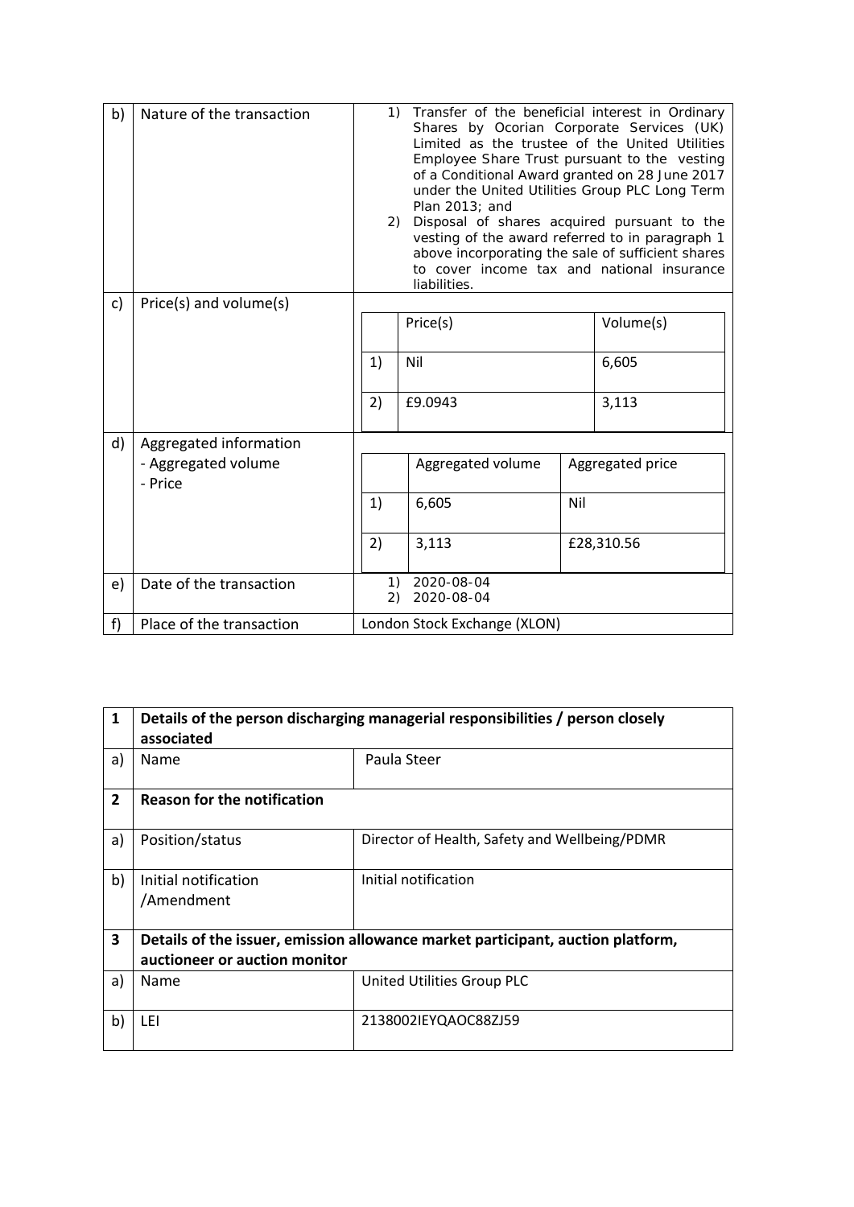| | | |
|---|---|---|
| b) | Nature of the transaction | 1) Transfer of the beneficial interest in Ordinary Shares by Ocorian Corporate Services (UK) Limited as the trustee of the United Utilities Employee Share Trust pursuant to the vesting of a Conditional Award granted on 28 June 2017 under the United Utilities Group PLC Long Term Plan 2013; and<br>2) Disposal of shares acquired pursuant to the vesting of the award referred to in paragraph 1 above incorporating the sale of sufficient shares to cover income tax and national insurance liabilities. |
| c) | Price(s) and volume(s) | | Price(s) | Volume(s) |<br>1) Nil — 6,605<br>2) £9.0943 — 3,113 |
| d) | Aggregated information<br>- Aggregated volume<br>- Price | Aggregated volume / Aggregated price<br>1) 6,605 — Nil<br>2) 3,113 — £28,310.56 |
| e) | Date of the transaction | 1) 2020-08-04<br>2) 2020-08-04 |
| f) | Place of the transaction | London Stock Exchange (XLON) |

**Price(s) and volume(s)**

| | Price(s) | Volume(s) |
|---|---|---|
| 1) | Nil | 6,605 |
| 2) | £9.0943 | 3,113 |

**Aggregated information**

| | Aggregated volume | Aggregated price |
|---|---|---|
| 1) | 6,605 | Nil |
| 2) | 3,113 | £28,310.56 |

| | | |
|---|---|---|
| **1** | **Details of the person discharging managerial responsibilities / person closely associated** | |
| a) | Name | Paula Steer |
| **2** | **Reason for the notification** | |
| a) | Position/status | Director of Health, Safety and Wellbeing/PDMR |
| b) | Initial notification /Amendment | Initial notification |
| **3** | **Details of the issuer, emission allowance market participant, auction platform, auctioneer or auction monitor** | |
| a) | Name | United Utilities Group PLC |
| b) | LEI | 2138002IEYQAOC88ZJ59 |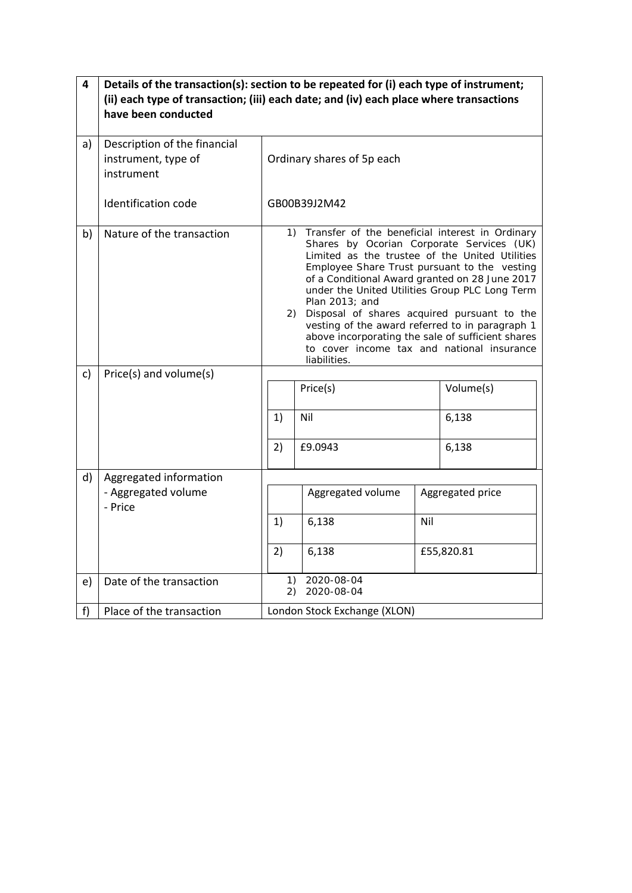| 4 | Details of the transaction(s): section to be repeated for (i) each type of instrument; (ii) each type of transaction; (iii) each date; and (iv) each place where transactions have been conducted | |
|---|---|---|
| a) | Description of the financial instrument, type of instrument<br><br>Identification code | Ordinary shares of 5p each<br><br>GB00B39J2M42 |
| b) | Nature of the transaction | 1) Transfer of the beneficial interest in Ordinary Shares by Ocorian Corporate Services (UK) Limited as the trustee of the United Utilities Employee Share Trust pursuant to the vesting of a Conditional Award granted on 28 June 2017 under the United Utilities Group PLC Long Term Plan 2013; and<br>2) Disposal of shares acquired pursuant to the vesting of the award referred to in paragraph 1 above incorporating the sale of sufficient shares to cover income tax and national insurance liabilities. |
| c) | Price(s) and volume(s) | Price(s) / Volume(s)<br>1) Nil / 6,138<br>2) £9.0943 / 6,138 |
| d) | Aggregated information<br>- Aggregated volume<br>- Price | Aggregated volume / Aggregated price<br>1) 6,138 / Nil<br>2) 6,138 / £55,820.81 |
| e) | Date of the transaction | 1) 2020-08-04<br>2) 2020-08-04 |
| f) | Place of the transaction | London Stock Exchange (XLON) |